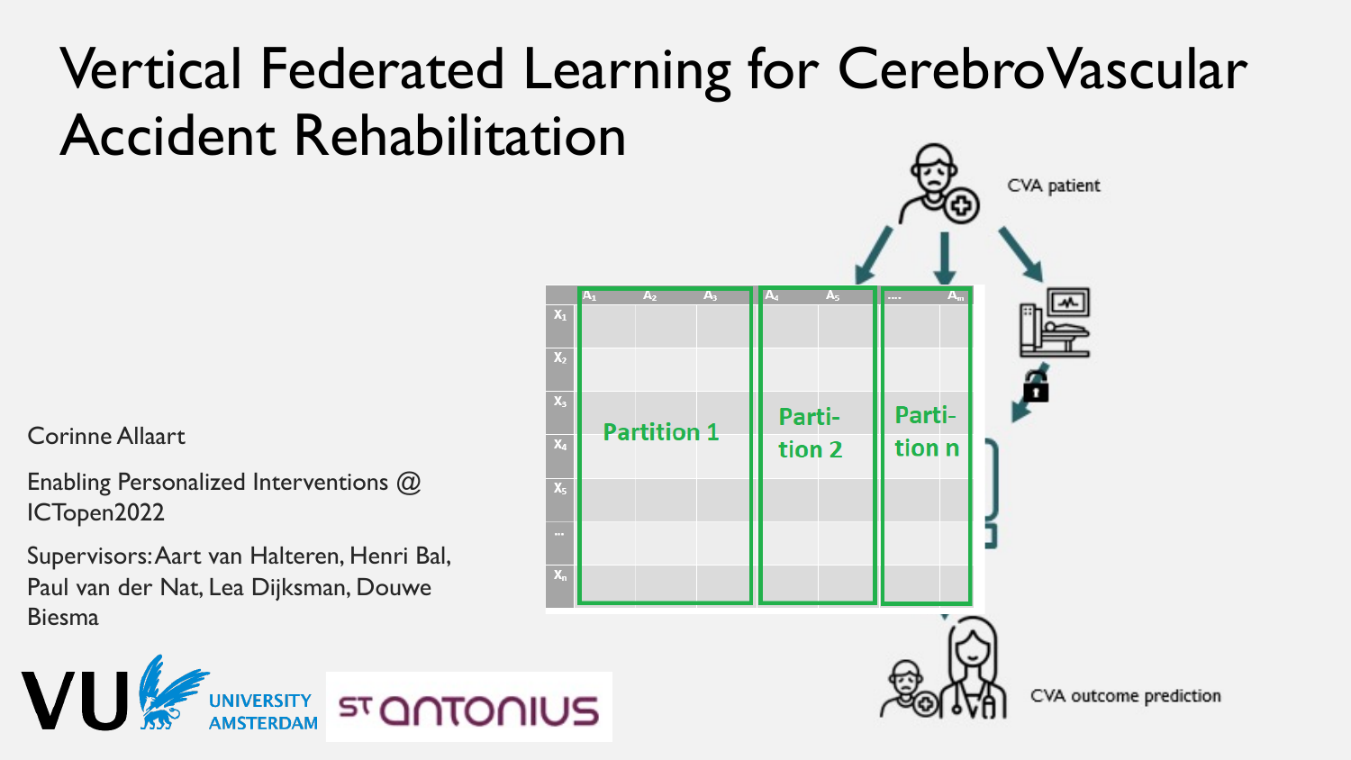# Vertical Federated Learning for CerebroVascular Accident Rehabilitation

Corinne Allaart

Enabling Personalized Interventions @ ICTopen2022

Supervisors: Aart van Halteren, Henri Bal, Paul van der Nat, Lea Dijksman, Douwe Biesma

CVA patient

| | $A_1$ | $A_2$ | $A_3$ | $A_4$ | $A_5$ | .... | $A_m$ |
|---|---|---|---|---|---|---|---|
| $X_1$ | | | | | | | |
| $X_2$ | | | | | | | |
| $X_3$ | | Partition 1 | | Partition 2 | | Partition n | |
| $X_4$ | | | | | | | |
| $X_5$ | | | | | | | |
| ... | | | | | | | |
| $X_n$ | | | | | | | |

CVA outcome prediction

VU UNIVERSITY AMSTERDAM

ST ANTONIUS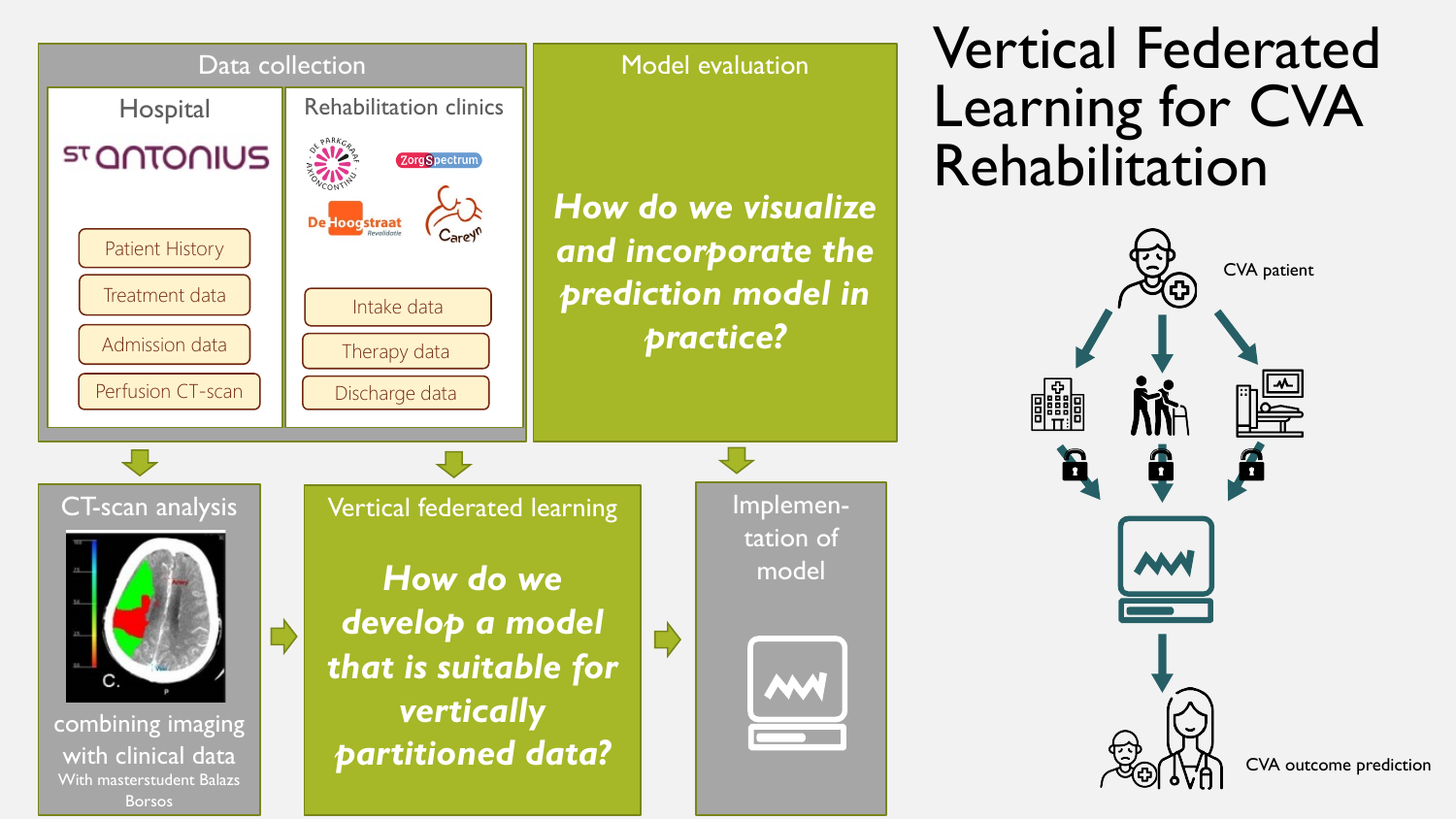# Vertical Federated Learning for CVA Rehabilitation

## Data collection

### Hospital

ST ANTONIUS

- Patient History
- Treatment data
- Admission data
- Perfusion CT-scan

### Rehabilitation clinics

De Parkgraaf Altrecht, ZorgSpectrum, De Hoogstraat Revalidatie, Careyn

- Intake data
- Therapy data
- Discharge data

## Model evaluation

***How do we visualize and incorporate the prediction model in practice?***

## CT-scan analysis

combining imaging with clinical data

With masterstudent Balazs Borsos

## Vertical federated learning

***How do we develop a model that is suitable for vertically partitioned data?***

## Implementation of model

CVA patient

CVA outcome prediction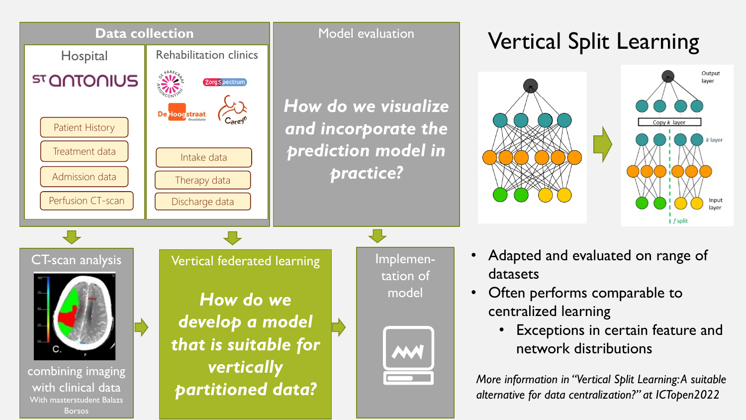# Vertical Split Learning

## Data collection

### Hospital

ST ANTONIUS

- Patient History
- Treatment data
- Admission data
- Perfusion CT-scan

### Rehabilitation clinics

De Parkgraaf, ZorgSpectrum, De Hoogstraat Revalidatie, Careyn

- Intake data
- Therapy data
- Discharge data

## Model evaluation

***How do we visualize and incorporate the prediction model in practice?***

## CT-scan analysis

combining imaging with clinical data

With masterstudent Balazs Borsos

## Vertical federated learning

***How do we develop a model that is suitable for vertically partitioned data?***

## Implementation of model

---

Output layer

Copy $k$ layer

$k$ layer

Input layer

$f$ split

- Adapted and evaluated on range of datasets
- Often performs comparable to centralized learning
  - Exceptions in certain feature and network distributions

*More information in "Vertical Split Learning: A suitable alternative for data centralization?" at ICTopen2022*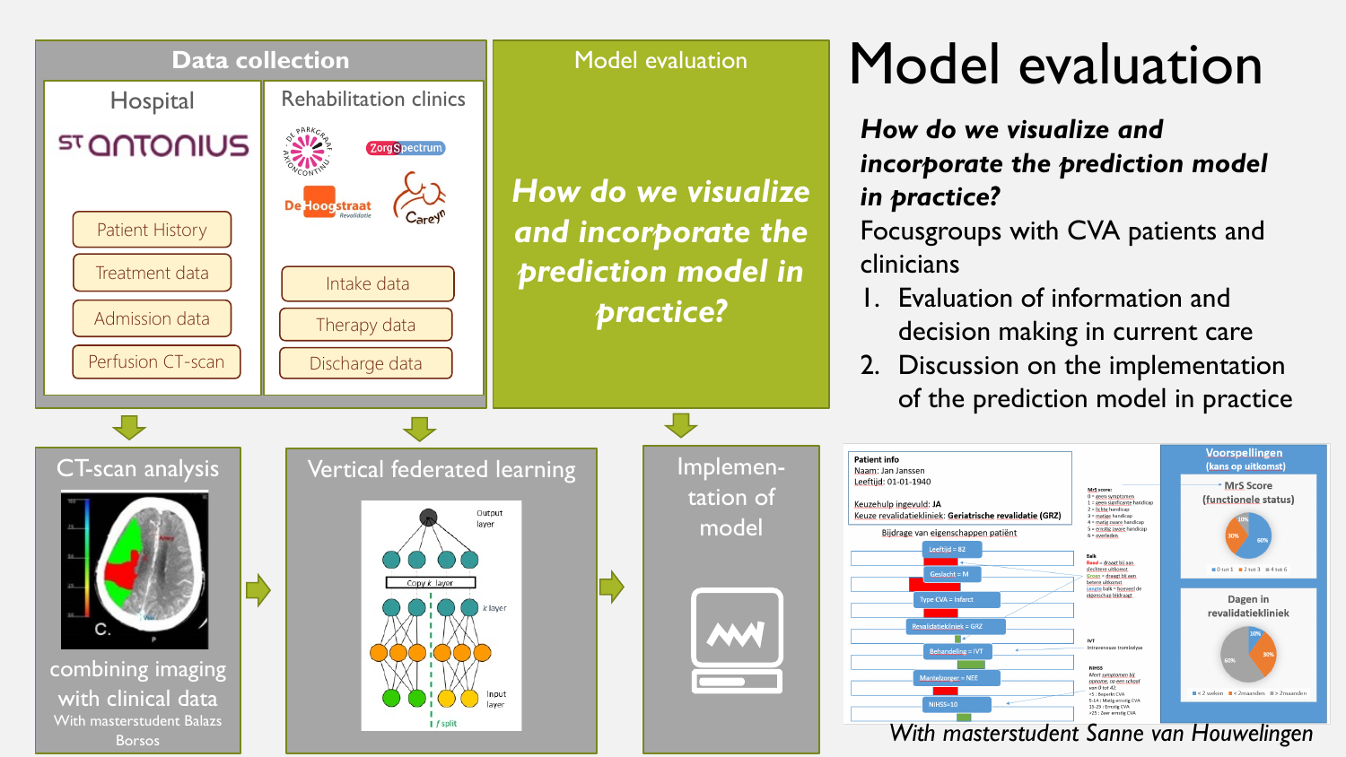## Data collection

### Hospital

ST ANTONIUS

- Patient History
- Treatment data
- Admission data
- Perfusion CT-scan

### Rehabilitation clinics

De Parkgraaf, Axioncontinu, ZorgSpectrum, De Hoogstraat Revalidatie, Careyn

- Intake data
- Therapy data
- Discharge data

## Model evaluation

***How do we visualize and incorporate the prediction model in practice?***

### CT-scan analysis

combining imaging with clinical data

With masterstudent Balazs Borsos

### Vertical federated learning

### Implementation of model

# Model evaluation

***How do we visualize and incorporate the prediction model in practice?***

Focusgroups with CVA patients and clinicians

1. Evaluation of information and decision making in current care
2. Discussion on the implementation of the prediction model in practice

**Patient info**
Naam: Jan Janssen
Leeftijd: 01-01-1940

Keuzehulp ingevuld: JA
Keuze revalidatiekliniek: Geriatrische revalidatie (GRZ)

Bijdrage van eigenschappen patiënt

- Leeftijd = 82
- Geslacht = M
- Type CVA = Infarct
- Revalidatiekliniek = GRZ
- Behandeling = IVT
- Mantelzorger = NEE
- NIHSS=10

**Voorspellingen (kans op uitkomst)**

MrS Score (functionele status)

Dagen in revalidatiekliniek

*With masterstudent Sanne van Houwelingen*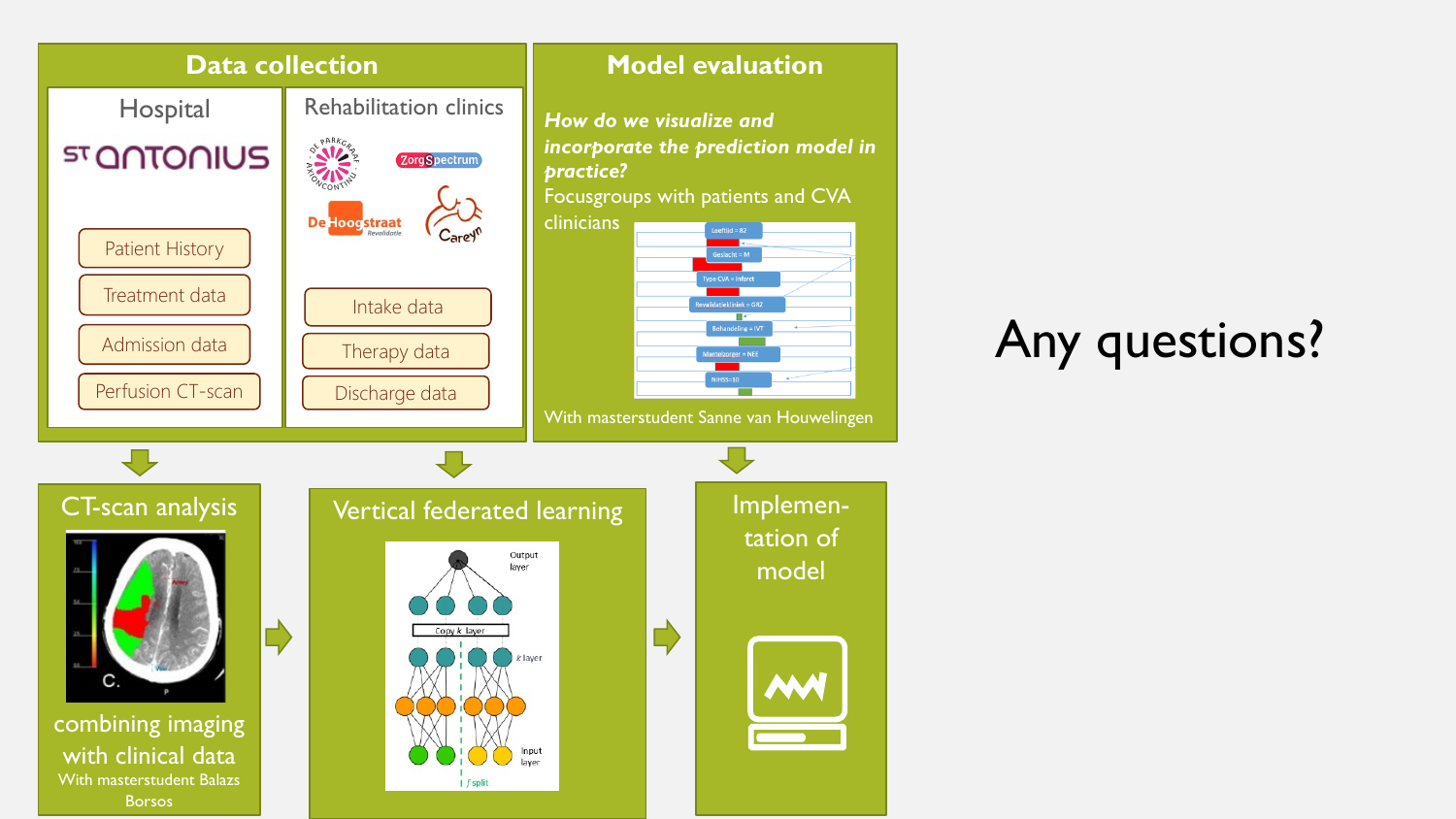## Data collection

### Hospital

ST ANTONIUS

- Patient History
- Treatment data
- Admission data
- Perfusion CT-scan

### Rehabilitation clinics

- Intake data
- Therapy data
- Discharge data

## Model evaluation

***How do we visualize and incorporate the prediction model in practice?***

Focusgroups with patients and CVA clinicians

With masterstudent Sanne van Houwelingen

## CT-scan analysis

combining imaging with clinical data

With masterstudent Balazs Borsos

## Vertical federated learning

## Implemen-tation of model

# Any questions?